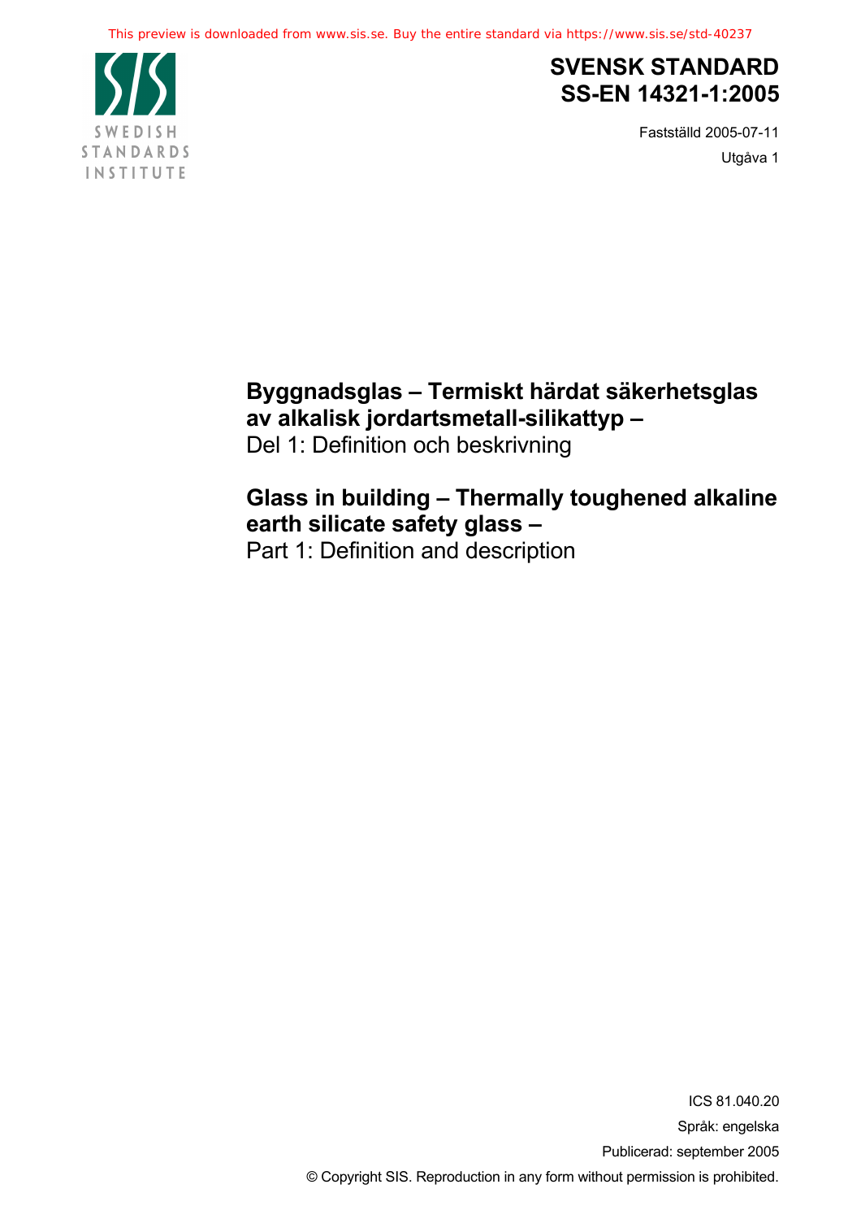This preview is downloaded from www.sis.se. Buy the entire standard via https://www.sis.se/std-40237

SWEDISH STANDARDS INSTITUTE

# SVENSK STANDARD SS-EN 14321-1:2005

Fastställd 2005-07-11

Utgåva 1

## Byggnadsglas – Termiskt härdat säkerhetsglas av alkalisk jordartsmetall-silikattyp –

Del 1: Definition och beskrivning

## Glass in building – Thermally toughened alkaline earth silicate safety glass –

Part 1: Definition and description

ICS 81.040.20

Språk: engelska

Publicerad: september 2005

© Copyright SIS. Reproduction in any form without permission is prohibited.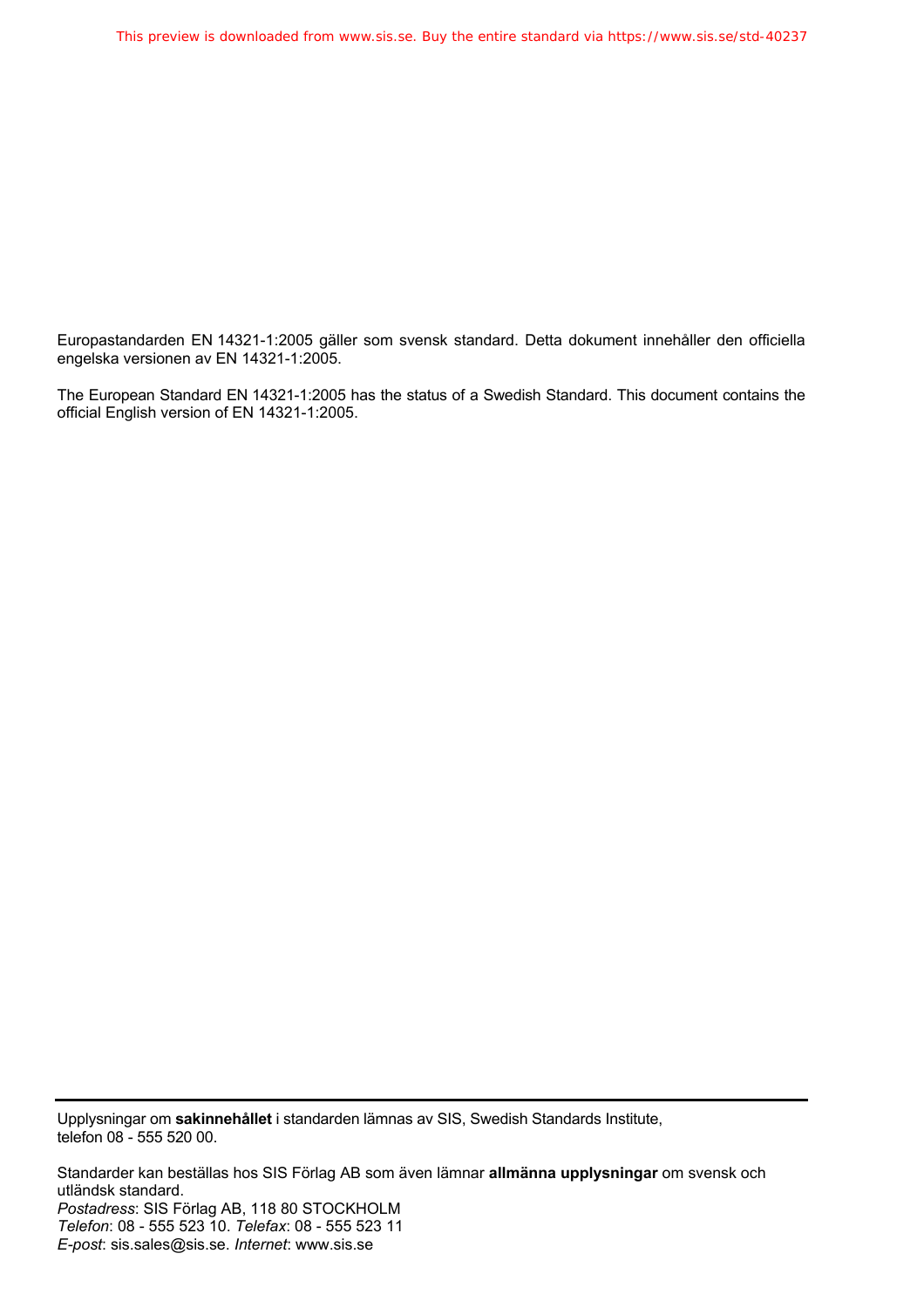Europastandarden EN 14321-1:2005 gäller som svensk standard. Detta dokument innehåller den officiella engelska versionen av EN 14321-1:2005.

The European Standard EN 14321-1:2005 has the status of a Swedish Standard. This document contains the official English version of EN 14321-1:2005.

---

Upplysningar om **sakinnehållet** i standarden lämnas av SIS, Swedish Standards Institute, telefon 08 - 555 520 00.

Standarder kan beställas hos SIS Förlag AB som även lämnar **allmänna upplysningar** om svensk och utländsk standard.
*Postadress*: SIS Förlag AB, 118 80 STOCKHOLM
*Telefon*: 08 - 555 523 10. *Telefax*: 08 - 555 523 11
*E-post*: sis.sales@sis.se. *Internet*: www.sis.se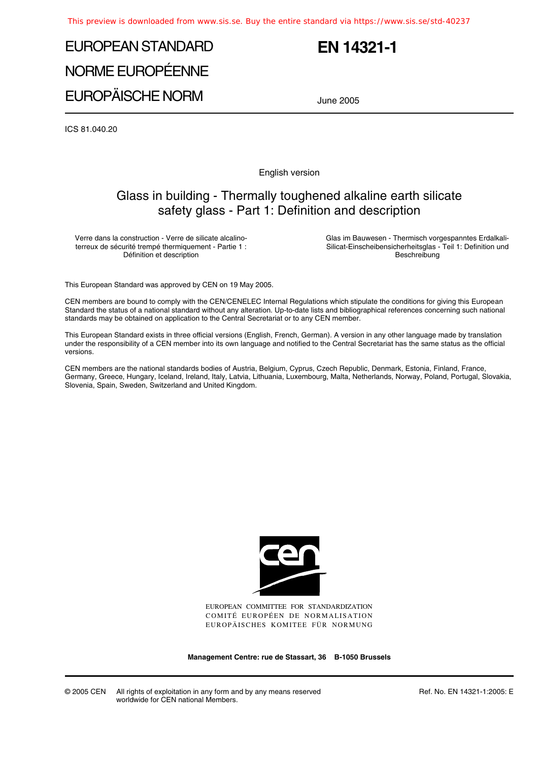This preview is downloaded from www.sis.se. Buy the entire standard via https://www.sis.se/std-40237

# EUROPEAN STANDARD
# NORME EUROPÉENNE
# EUROPÄISCHE NORM

**EN 14321-1**

June 2005

ICS 81.040.20

English version

## Glass in building - Thermally toughened alkaline earth silicate safety glass - Part 1: Definition and description

Verre dans la construction - Verre de silicate alcalino-terreux de sécurité trempé thermiquement - Partie 1 : Définition et description

Glas im Bauwesen - Thermisch vorgespanntes Erdalkali-Silicat-Einscheibensicherheitsglas - Teil 1: Definition und Beschreibung

This European Standard was approved by CEN on 19 May 2005.

CEN members are bound to comply with the CEN/CENELEC Internal Regulations which stipulate the conditions for giving this European Standard the status of a national standard without any alteration. Up-to-date lists and bibliographical references concerning such national standards may be obtained on application to the Central Secretariat or to any CEN member.

This European Standard exists in three official versions (English, French, German). A version in any other language made by translation under the responsibility of a CEN member into its own language and notified to the Central Secretariat has the same status as the official versions.

CEN members are the national standards bodies of Austria, Belgium, Cyprus, Czech Republic, Denmark, Estonia, Finland, France, Germany, Greece, Hungary, Iceland, Ireland, Italy, Latvia, Lithuania, Luxembourg, Malta, Netherlands, Norway, Poland, Portugal, Slovakia, Slovenia, Spain, Sweden, Switzerland and United Kingdom.

EUROPEAN COMMITTEE FOR STANDARDIZATION
COMITÉ EUROPÉEN DE NORMALISATION
EUROPÄISCHES KOMITEE FÜR NORMUNG

**Management Centre: rue de Stassart, 36 B-1050 Brussels**

© 2005 CEN All rights of exploitation in any form and by any means reserved worldwide for CEN national Members.

Ref. No. EN 14321-1:2005: E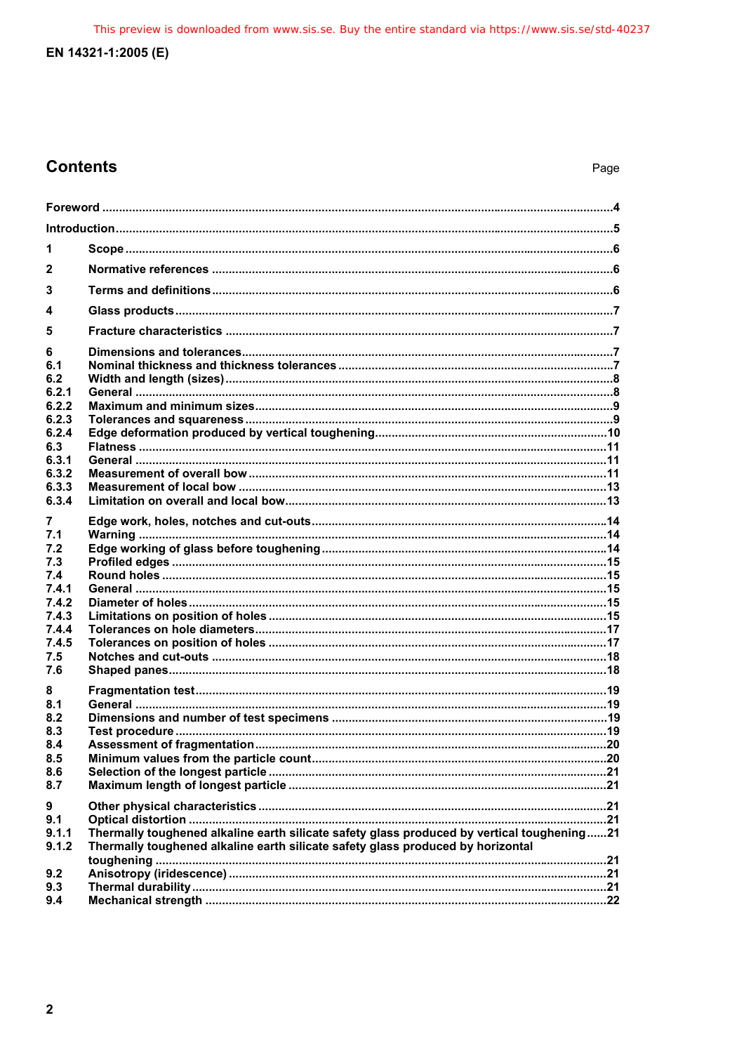## Contents

| | | Page |
|---|---|---|
| Foreword | | 4 |
| Introduction | | 5 |
| 1 | Scope | 6 |
| 2 | Normative references | 6 |
| 3 | Terms and definitions | 6 |
| 4 | Glass products | 7 |
| 5 | Fracture characteristics | 7 |
| 6 | Dimensions and tolerances | 7 |
| 6.1 | Nominal thickness and thickness tolerances | 7 |
| 6.2 | Width and length (sizes) | 8 |
| 6.2.1 | General | 8 |
| 6.2.2 | Maximum and minimum sizes | 9 |
| 6.2.3 | Tolerances and squareness | 9 |
| 6.2.4 | Edge deformation produced by vertical toughening | 10 |
| 6.3 | Flatness | 11 |
| 6.3.1 | General | 11 |
| 6.3.2 | Measurement of overall bow | 11 |
| 6.3.3 | Measurement of local bow | 13 |
| 6.3.4 | Limitation on overall and local bow | 13 |
| 7 | Edge work, holes, notches and cut-outs | 14 |
| 7.1 | Warning | 14 |
| 7.2 | Edge working of glass before toughening | 14 |
| 7.3 | Profiled edges | 15 |
| 7.4 | Round holes | 15 |
| 7.4.1 | General | 15 |
| 7.4.2 | Diameter of holes | 15 |
| 7.4.3 | Limitations on position of holes | 15 |
| 7.4.4 | Tolerances on hole diameters | 17 |
| 7.4.5 | Tolerances on position of holes | 17 |
| 7.5 | Notches and cut-outs | 18 |
| 7.6 | Shaped panes | 18 |
| 8 | Fragmentation test | 19 |
| 8.1 | General | 19 |
| 8.2 | Dimensions and number of test specimens | 19 |
| 8.3 | Test procedure | 19 |
| 8.4 | Assessment of fragmentation | 20 |
| 8.5 | Minimum values from the particle count | 20 |
| 8.6 | Selection of the longest particle | 21 |
| 8.7 | Maximum length of longest particle | 21 |
| 9 | Other physical characteristics | 21 |
| 9.1 | Optical distortion | 21 |
| 9.1.1 | Thermally toughened alkaline earth silicate safety glass produced by vertical toughening | 21 |
| 9.1.2 | Thermally toughened alkaline earth silicate safety glass produced by horizontal toughening | 21 |
| 9.2 | Anisotropy (iridescence) | 21 |
| 9.3 | Thermal durability | 21 |
| 9.4 | Mechanical strength | 22 |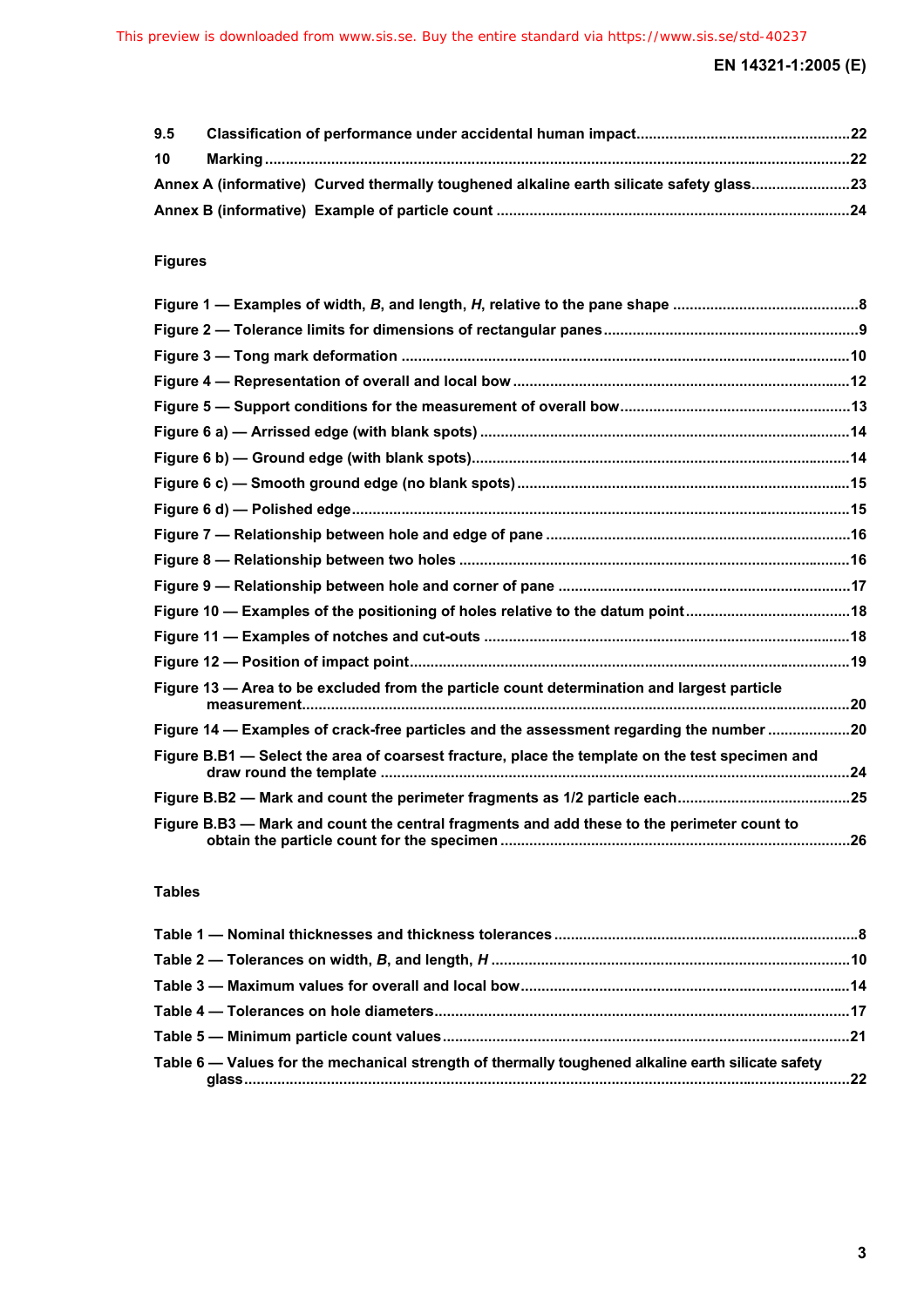9.5 Classification of performance under accidental human impact ........................................ 22

10 Marking ........................................................................................................................................ 22

Annex A (informative) Curved thermally toughened alkaline earth silicate safety glass ........................ 23

Annex B (informative) Example of particle count .................................................................... 24

**Figures**

Figure 1 — Examples of width, *B*, and length, *H*, relative to the pane shape ........................................ 8

Figure 2 — Tolerance limits for dimensions of rectangular panes ......................................................... 9

Figure 3 — Tong mark deformation ..................................................................................................... 10

Figure 4 — Representation of overall and local bow ........................................................................... 12

Figure 5 — Support conditions for the measurement of overall bow ..................................................... 13

Figure 6 a) — Arrissed edge (with blank spots) ..................................................................................... 14

Figure 6 b) — Ground edge (with blank spots) ...................................................................................... 14

Figure 6 c) — Smooth ground edge (no blank spots) ............................................................................. 15

Figure 6 d) — Polished edge ................................................................................................................. 15

Figure 7 — Relationship between hole and edge of pane ..................................................................... 16

Figure 8 — Relationship between two holes ......................................................................................... 16

Figure 9 — Relationship between hole and corner of pane .................................................................. 17

Figure 10 — Examples of the positioning of holes relative to the datum point ....................................... 18

Figure 11 — Examples of notches and cut-outs .................................................................................... 18

Figure 12 — Position of impact point ..................................................................................................... 19

Figure 13 — Area to be excluded from the particle count determination and largest particle measurement ........................................................................................................................ 20

Figure 14 — Examples of crack-free particles and the assessment regarding the number .................... 20

Figure B.B1 — Select the area of coarsest fracture, place the template on the test specimen and draw round the template ............................................................................................................ 24

Figure B.B2 — Mark and count the perimeter fragments as 1/2 particle each ......................................... 25

Figure B.B3 — Mark and count the central fragments and add these to the perimeter count to obtain the particle count for the specimen ........................................................................................ 26

**Tables**

Table 1 — Nominal thicknesses and thickness tolerances ...................................................................... 8

Table 2 — Tolerances on width, *B*, and length, *H* ............................................................................... 10

Table 3 — Maximum values for overall and local bow .......................................................................... 14

Table 4 — Tolerances on hole diameters .............................................................................................. 17

Table 5 — Minimum particle count values ............................................................................................ 21

Table 6 — Values for the mechanical strength of thermally toughened alkaline earth silicate safety glass ................................................................................................................................................ 22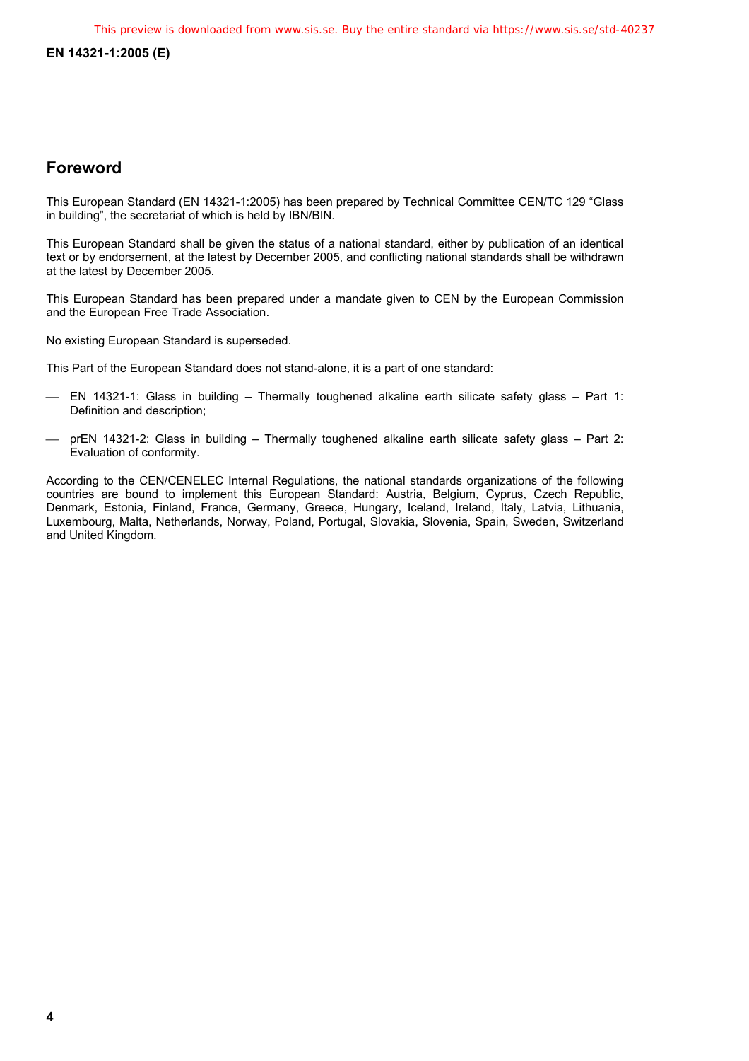## Foreword

This European Standard (EN 14321-1:2005) has been prepared by Technical Committee CEN/TC 129 "Glass in building", the secretariat of which is held by IBN/BIN.

This European Standard shall be given the status of a national standard, either by publication of an identical text or by endorsement, at the latest by December 2005, and conflicting national standards shall be withdrawn at the latest by December 2005.

This European Standard has been prepared under a mandate given to CEN by the European Commission and the European Free Trade Association.

No existing European Standard is superseded.

This Part of the European Standard does not stand-alone, it is a part of one standard:

- EN 14321-1: Glass in building – Thermally toughened alkaline earth silicate safety glass – Part 1: Definition and description;
- prEN 14321-2: Glass in building – Thermally toughened alkaline earth silicate safety glass – Part 2: Evaluation of conformity.

According to the CEN/CENELEC Internal Regulations, the national standards organizations of the following countries are bound to implement this European Standard: Austria, Belgium, Cyprus, Czech Republic, Denmark, Estonia, Finland, France, Germany, Greece, Hungary, Iceland, Ireland, Italy, Latvia, Lithuania, Luxembourg, Malta, Netherlands, Norway, Poland, Portugal, Slovakia, Slovenia, Spain, Sweden, Switzerland and United Kingdom.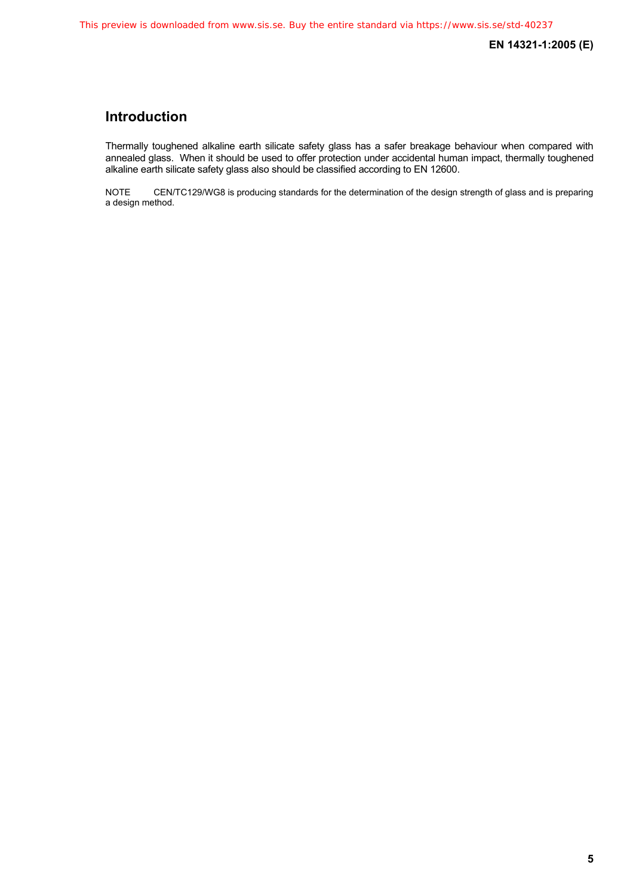# Introduction

Thermally toughened alkaline earth silicate safety glass has a safer breakage behaviour when compared with annealed glass. When it should be used to offer protection under accidental human impact, thermally toughened alkaline earth silicate safety glass also should be classified according to EN 12600.

NOTE CEN/TC129/WG8 is producing standards for the determination of the design strength of glass and is preparing a design method.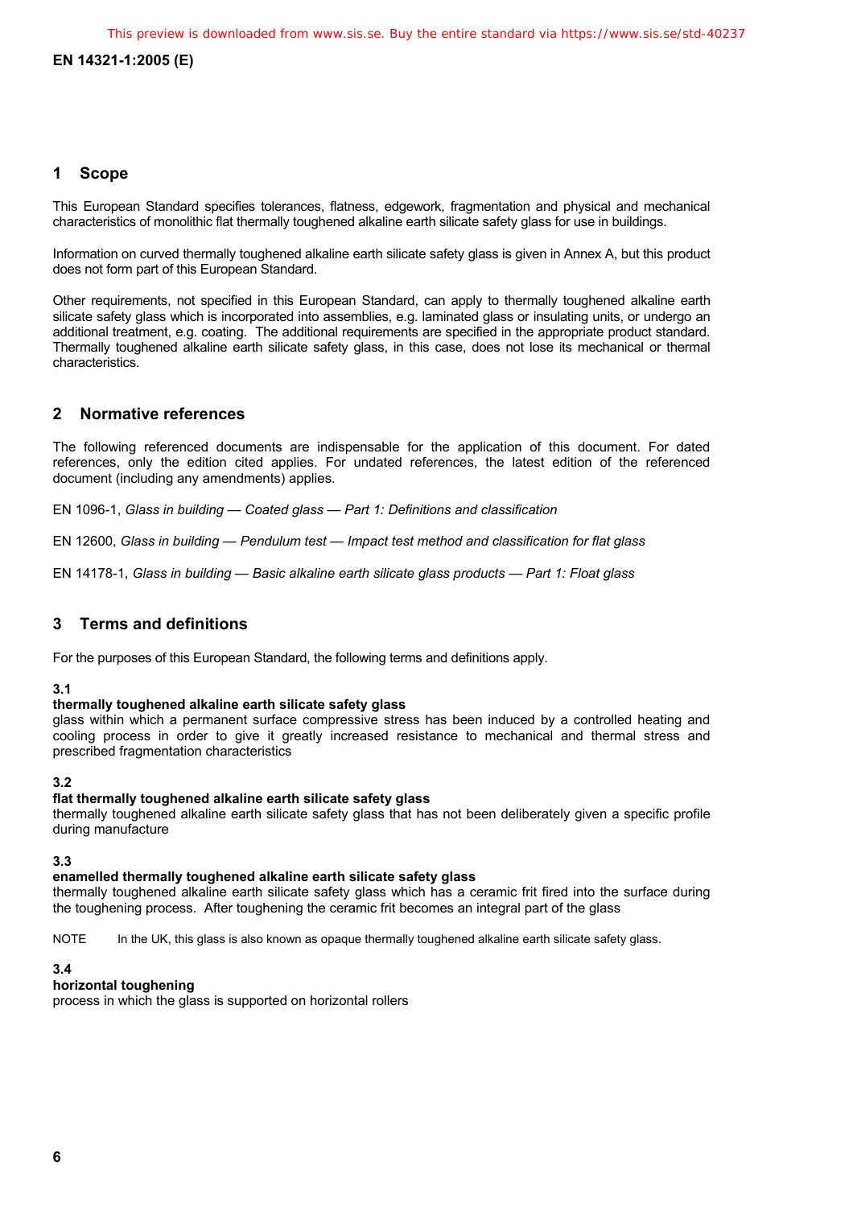## 1 Scope

This European Standard specifies tolerances, flatness, edgework, fragmentation and physical and mechanical characteristics of monolithic flat thermally toughened alkaline earth silicate safety glass for use in buildings.

Information on curved thermally toughened alkaline earth silicate safety glass is given in Annex A, but this product does not form part of this European Standard.

Other requirements, not specified in this European Standard, can apply to thermally toughened alkaline earth silicate safety glass which is incorporated into assemblies, e.g. laminated glass or insulating units, or undergo an additional treatment, e.g. coating. The additional requirements are specified in the appropriate product standard. Thermally toughened alkaline earth silicate safety glass, in this case, does not lose its mechanical or thermal characteristics.

## 2 Normative references

The following referenced documents are indispensable for the application of this document. For dated references, only the edition cited applies. For undated references, the latest edition of the referenced document (including any amendments) applies.

EN 1096-1, *Glass in building — Coated glass — Part 1: Definitions and classification*

EN 12600, *Glass in building — Pendulum test — Impact test method and classification for flat glass*

EN 14178-1, *Glass in building — Basic alkaline earth silicate glass products — Part 1: Float glass*

## 3 Terms and definitions

For the purposes of this European Standard, the following terms and definitions apply.

**3.1**
**thermally toughened alkaline earth silicate safety glass**
glass within which a permanent surface compressive stress has been induced by a controlled heating and cooling process in order to give it greatly increased resistance to mechanical and thermal stress and prescribed fragmentation characteristics

**3.2**
**flat thermally toughened alkaline earth silicate safety glass**
thermally toughened alkaline earth silicate safety glass that has not been deliberately given a specific profile during manufacture

**3.3**
**enamelled thermally toughened alkaline earth silicate safety glass**
thermally toughened alkaline earth silicate safety glass which has a ceramic frit fired into the surface during the toughening process. After toughening the ceramic frit becomes an integral part of the glass

NOTE In the UK, this glass is also known as opaque thermally toughened alkaline earth silicate safety glass.

**3.4**
**horizontal toughening**
process in which the glass is supported on horizontal rollers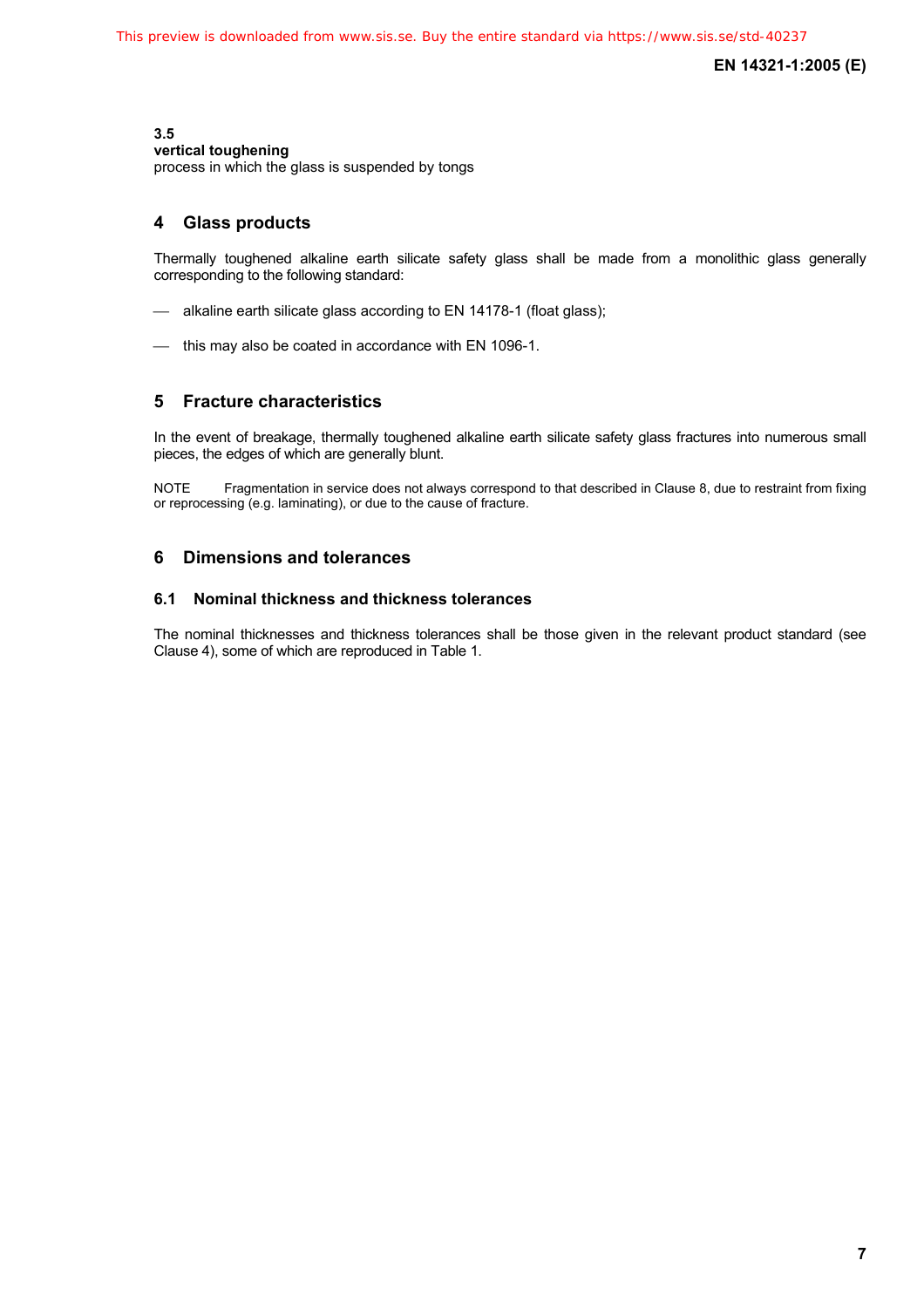**3.5**
**vertical toughening**
process in which the glass is suspended by tongs

## 4 Glass products

Thermally toughened alkaline earth silicate safety glass shall be made from a monolithic glass generally corresponding to the following standard:

— alkaline earth silicate glass according to EN 14178-1 (float glass);

— this may also be coated in accordance with EN 1096-1.

## 5 Fracture characteristics

In the event of breakage, thermally toughened alkaline earth silicate safety glass fractures into numerous small pieces, the edges of which are generally blunt.

NOTE Fragmentation in service does not always correspond to that described in Clause 8, due to restraint from fixing or reprocessing (e.g. laminating), or due to the cause of fracture.

## 6 Dimensions and tolerances

### 6.1 Nominal thickness and thickness tolerances

The nominal thicknesses and thickness tolerances shall be those given in the relevant product standard (see Clause 4), some of which are reproduced in Table 1.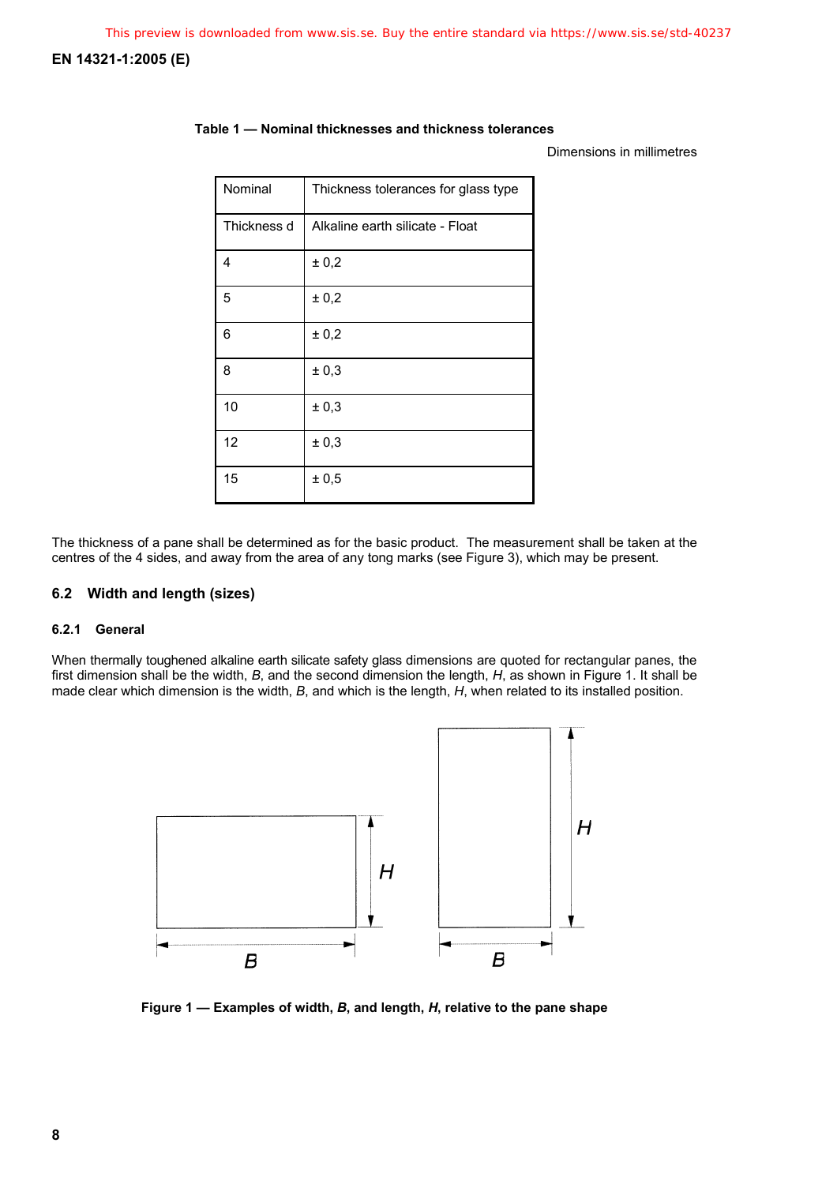**Table 1 — Nominal thicknesses and thickness tolerances**

Dimensions in millimetres

| Nominal | Thickness tolerances for glass type |
|---|---|
| Thickness d | Alkaline earth silicate - Float |
| 4 | ± 0,2 |
| 5 | ± 0,2 |
| 6 | ± 0,2 |
| 8 | ± 0,3 |
| 10 | ± 0,3 |
| 12 | ± 0,3 |
| 15 | ± 0,5 |

The thickness of a pane shall be determined as for the basic product. The measurement shall be taken at the centres of the 4 sides, and away from the area of any tong marks (see Figure 3), which may be present.

## 6.2 Width and length (sizes)

### 6.2.1 General

When thermally toughened alkaline earth silicate safety glass dimensions are quoted for rectangular panes, the first dimension shall be the width, *B*, and the second dimension the length, *H*, as shown in Figure 1. It shall be made clear which dimension is the width, *B*, and which is the length, *H*, when related to its installed position.

**Figure 1 — Examples of width, *B*, and length, *H*, relative to the pane shape**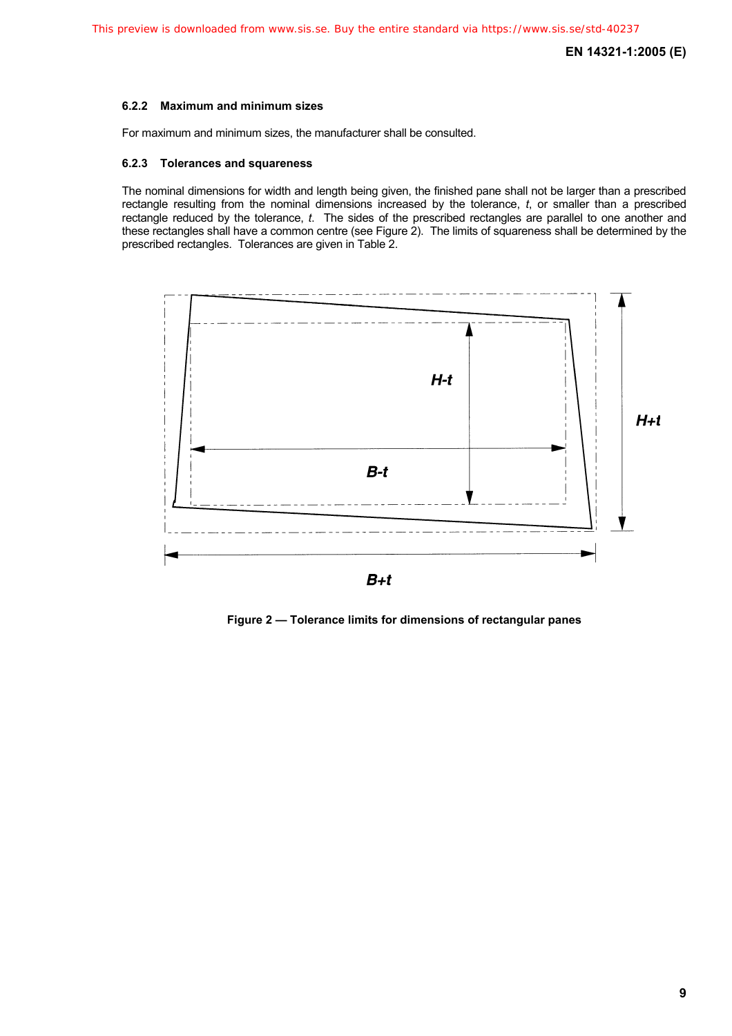### 6.2.2 Maximum and minimum sizes

For maximum and minimum sizes, the manufacturer shall be consulted.

### 6.2.3 Tolerances and squareness

The nominal dimensions for width and length being given, the finished pane shall not be larger than a prescribed rectangle resulting from the nominal dimensions increased by the tolerance, *t*, or smaller than a prescribed rectangle reduced by the tolerance, *t*. The sides of the prescribed rectangles are parallel to one another and these rectangles shall have a common centre (see Figure 2). The limits of squareness shall be determined by the prescribed rectangles. Tolerances are given in Table 2.

*H-t*

*B-t*

*H+t*

*B+t*

**Figure 2 — Tolerance limits for dimensions of rectangular panes**